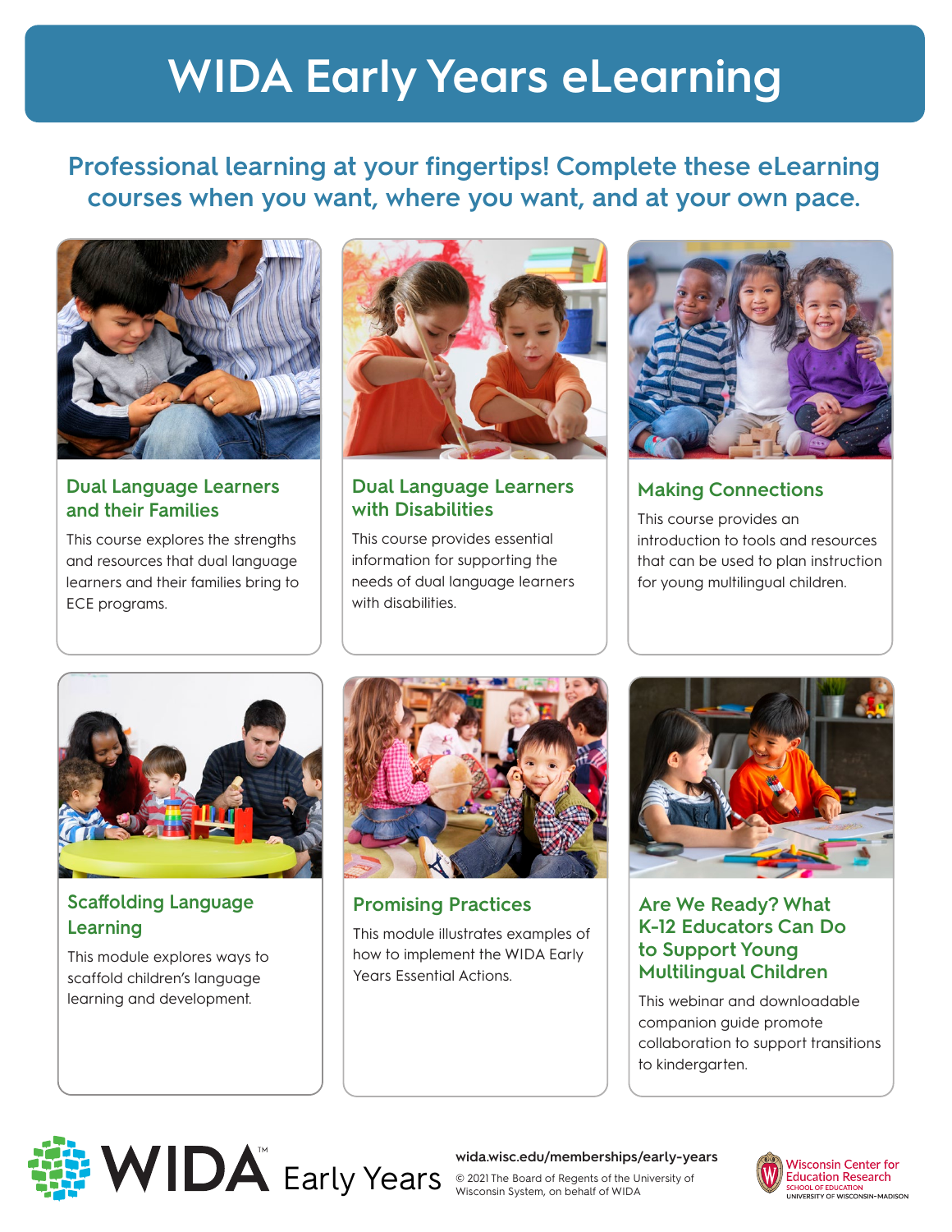# WIDA Early Years eLearning

## Professional learning at your fingertips! Complete these eLearning courses when you want, where you want, and at your own pace.

### Dual Language Learners and their Families

This course explores the strengths and resources that dual language learners and their families bring to ECE programs.

### Dual Language Learners with Disabilities

This course provides essential information for supporting the needs of dual language learners with disabilities.

### Making Connections

This course provides an introduction to tools and resources that can be used to plan instruction for young multilingual children.

### Scaffolding Language Learning

This module explores ways to scaffold children's language learning and development.

### Promising Practices

This module illustrates examples of how to implement the WIDA Early Years Essential Actions.

### Are We Ready? What K-12 Educators Can Do to Support Young Multilingual Children

This webinar and downloadable companion guide promote collaboration to support transitions to kindergarten.

WIDA™ Early Years

wida.wisc.edu/memberships/early-years

© 2021 The Board of Regents of the University of Wisconsin System, on behalf of WIDA

Wisconsin Center for Education Research
SCHOOL OF EDUCATION
UNIVERSITY OF WISCONSIN-MADISON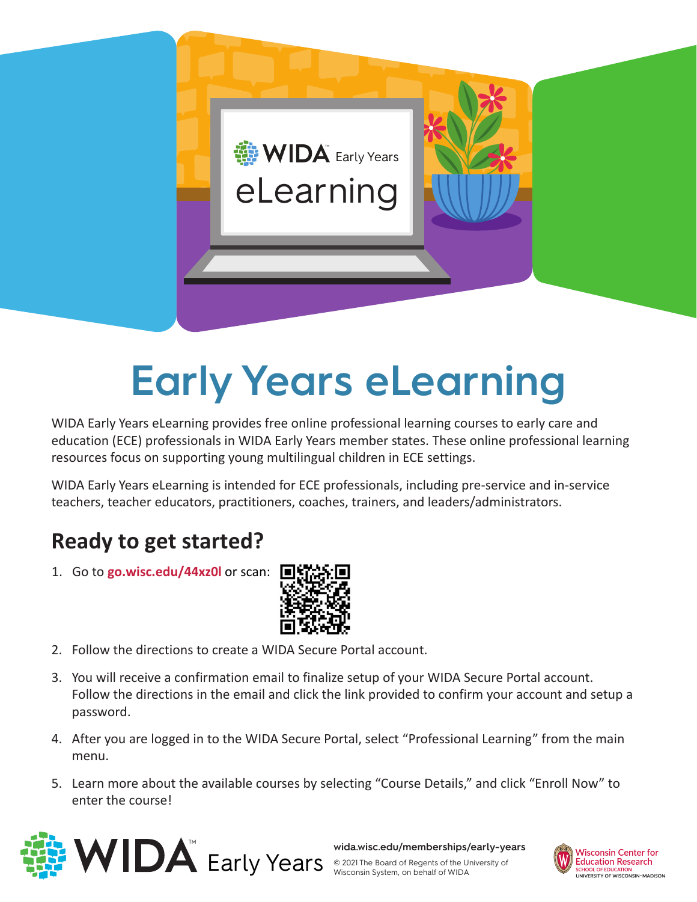# Early Years eLearning

WIDA Early Years eLearning provides free online professional learning courses to early care and education (ECE) professionals in WIDA Early Years member states. These online professional learning resources focus on supporting young multilingual children in ECE settings.

WIDA Early Years eLearning is intended for ECE professionals, including pre-service and in-service teachers, teacher educators, practitioners, coaches, trainers, and leaders/administrators.

## Ready to get started?

1. Go to **go.wisc.edu/44xz0l** or scan:
2. Follow the directions to create a WIDA Secure Portal account.
3. You will receive a confirmation email to finalize setup of your WIDA Secure Portal account. Follow the directions in the email and click the link provided to confirm your account and setup a password.
4. After you are logged in to the WIDA Secure Portal, select "Professional Learning" from the main menu.
5. Learn more about the available courses by selecting "Course Details," and click "Enroll Now" to enter the course!

WIDA™ Early Years

**wida.wisc.edu/memberships/early-years**

© 2021 The Board of Regents of the University of Wisconsin System, on behalf of WIDA

Wisconsin Center for Education Research
SCHOOL OF EDUCATION
UNIVERSITY OF WISCONSIN–MADISON